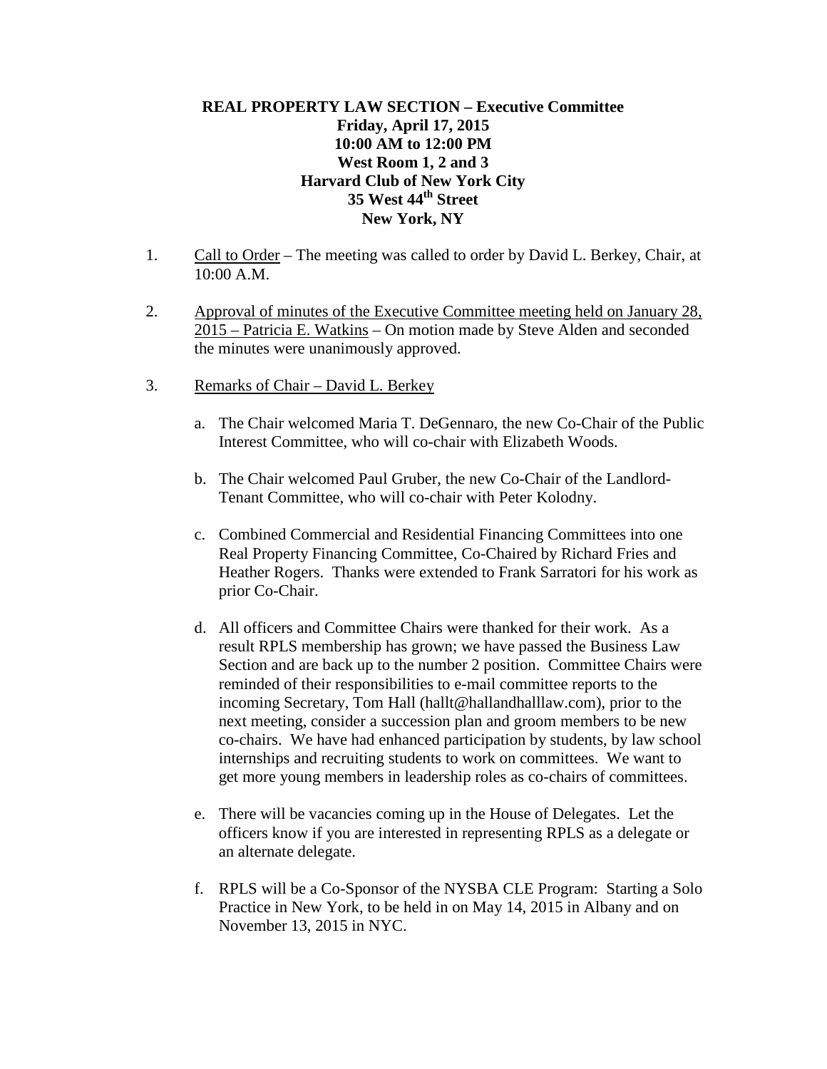**REAL PROPERTY LAW SECTION – Executive Committee**
**Friday, April 17, 2015**
**10:00 AM to 12:00 PM**
**West Room 1, 2 and 3**
**Harvard Club of New York City**
**35 West 44th Street**
**New York, NY**

1. Call to Order – The meeting was called to order by David L. Berkey, Chair, at 10:00 A.M.

2. Approval of minutes of the Executive Committee meeting held on January 28, 2015 – Patricia E. Watkins – On motion made by Steve Alden and seconded the minutes were unanimously approved.

3. Remarks of Chair – David L. Berkey

   a. The Chair welcomed Maria T. DeGennaro, the new Co-Chair of the Public Interest Committee, who will co-chair with Elizabeth Woods.

   b. The Chair welcomed Paul Gruber, the new Co-Chair of the Landlord-Tenant Committee, who will co-chair with Peter Kolodny.

   c. Combined Commercial and Residential Financing Committees into one Real Property Financing Committee, Co-Chaired by Richard Fries and Heather Rogers. Thanks were extended to Frank Sarratori for his work as prior Co-Chair.

   d. All officers and Committee Chairs were thanked for their work. As a result RPLS membership has grown; we have passed the Business Law Section and are back up to the number 2 position. Committee Chairs were reminded of their responsibilities to e-mail committee reports to the incoming Secretary, Tom Hall (hallt@hallandhalllaw.com), prior to the next meeting, consider a succession plan and groom members to be new co-chairs. We have had enhanced participation by students, by law school internships and recruiting students to work on committees. We want to get more young members in leadership roles as co-chairs of committees.

   e. There will be vacancies coming up in the House of Delegates. Let the officers know if you are interested in representing RPLS as a delegate or an alternate delegate.

   f. RPLS will be a Co-Sponsor of the NYSBA CLE Program: Starting a Solo Practice in New York, to be held in on May 14, 2015 in Albany and on November 13, 2015 in NYC.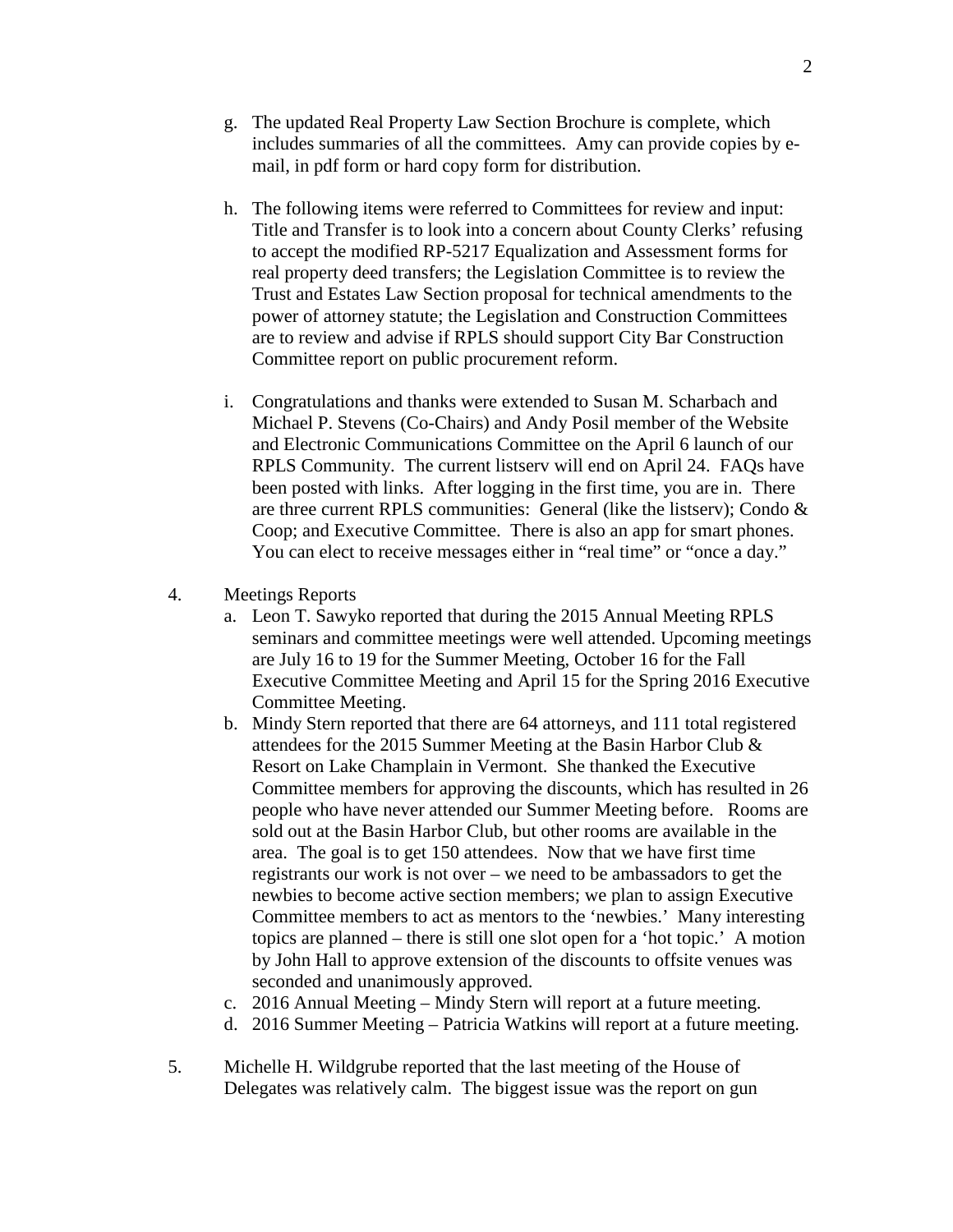g. The updated Real Property Law Section Brochure is complete, which includes summaries of all the committees. Amy can provide copies by e-mail, in pdf form or hard copy form for distribution.

h. The following items were referred to Committees for review and input: Title and Transfer is to look into a concern about County Clerks' refusing to accept the modified RP-5217 Equalization and Assessment forms for real property deed transfers; the Legislation Committee is to review the Trust and Estates Law Section proposal for technical amendments to the power of attorney statute; the Legislation and Construction Committees are to review and advise if RPLS should support City Bar Construction Committee report on public procurement reform.

i. Congratulations and thanks were extended to Susan M. Scharbach and Michael P. Stevens (Co-Chairs) and Andy Posil member of the Website and Electronic Communications Committee on the April 6 launch of our RPLS Community. The current listserv will end on April 24. FAQs have been posted with links. After logging in the first time, you are in. There are three current RPLS communities: General (like the listserv); Condo & Coop; and Executive Committee. There is also an app for smart phones. You can elect to receive messages either in "real time" or "once a day."

4. Meetings Reports

a. Leon T. Sawyko reported that during the 2015 Annual Meeting RPLS seminars and committee meetings were well attended. Upcoming meetings are July 16 to 19 for the Summer Meeting, October 16 for the Fall Executive Committee Meeting and April 15 for the Spring 2016 Executive Committee Meeting.

b. Mindy Stern reported that there are 64 attorneys, and 111 total registered attendees for the 2015 Summer Meeting at the Basin Harbor Club & Resort on Lake Champlain in Vermont. She thanked the Executive Committee members for approving the discounts, which has resulted in 26 people who have never attended our Summer Meeting before. Rooms are sold out at the Basin Harbor Club, but other rooms are available in the area. The goal is to get 150 attendees. Now that we have first time registrants our work is not over – we need to be ambassadors to get the newbies to become active section members; we plan to assign Executive Committee members to act as mentors to the 'newbies.' Many interesting topics are planned – there is still one slot open for a 'hot topic.' A motion by John Hall to approve extension of the discounts to offsite venues was seconded and unanimously approved.

c. 2016 Annual Meeting – Mindy Stern will report at a future meeting.

d. 2016 Summer Meeting – Patricia Watkins will report at a future meeting.

5. Michelle H. Wildgrube reported that the last meeting of the House of Delegates was relatively calm. The biggest issue was the report on gun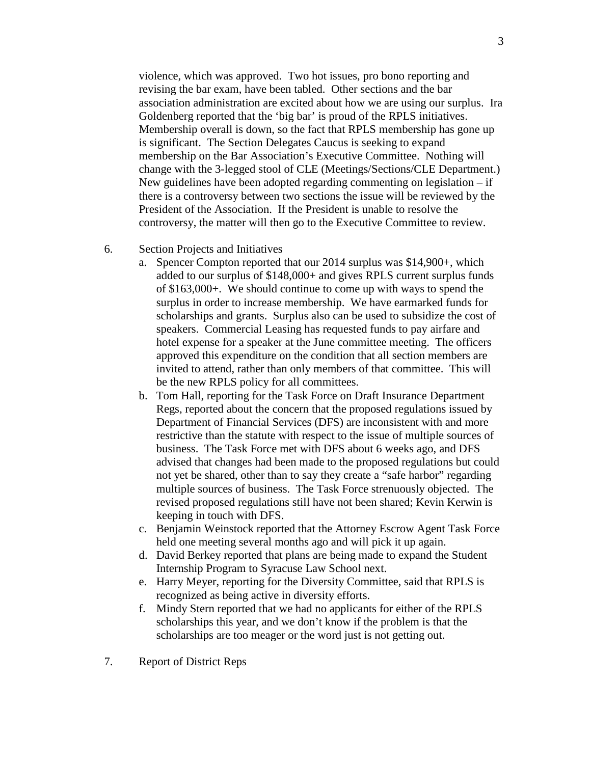violence, which was approved. Two hot issues, pro bono reporting and revising the bar exam, have been tabled. Other sections and the bar association administration are excited about how we are using our surplus. Ira Goldenberg reported that the 'big bar' is proud of the RPLS initiatives. Membership overall is down, so the fact that RPLS membership has gone up is significant. The Section Delegates Caucus is seeking to expand membership on the Bar Association's Executive Committee. Nothing will change with the 3-legged stool of CLE (Meetings/Sections/CLE Department.) New guidelines have been adopted regarding commenting on legislation – if there is a controversy between two sections the issue will be reviewed by the President of the Association. If the President is unable to resolve the controversy, the matter will then go to the Executive Committee to review.

6. Section Projects and Initiatives
   a. Spencer Compton reported that our 2014 surplus was $14,900+, which added to our surplus of $148,000+ and gives RPLS current surplus funds of $163,000+. We should continue to come up with ways to spend the surplus in order to increase membership. We have earmarked funds for scholarships and grants. Surplus also can be used to subsidize the cost of speakers. Commercial Leasing has requested funds to pay airfare and hotel expense for a speaker at the June committee meeting. The officers approved this expenditure on the condition that all section members are invited to attend, rather than only members of that committee. This will be the new RPLS policy for all committees.
   b. Tom Hall, reporting for the Task Force on Draft Insurance Department Regs, reported about the concern that the proposed regulations issued by Department of Financial Services (DFS) are inconsistent with and more restrictive than the statute with respect to the issue of multiple sources of business. The Task Force met with DFS about 6 weeks ago, and DFS advised that changes had been made to the proposed regulations but could not yet be shared, other than to say they create a "safe harbor" regarding multiple sources of business. The Task Force strenuously objected. The revised proposed regulations still have not been shared; Kevin Kerwin is keeping in touch with DFS.
   c. Benjamin Weinstock reported that the Attorney Escrow Agent Task Force held one meeting several months ago and will pick it up again.
   d. David Berkey reported that plans are being made to expand the Student Internship Program to Syracuse Law School next.
   e. Harry Meyer, reporting for the Diversity Committee, said that RPLS is recognized as being active in diversity efforts.
   f. Mindy Stern reported that we had no applicants for either of the RPLS scholarships this year, and we don't know if the problem is that the scholarships are too meager or the word just is not getting out.

7. Report of District Reps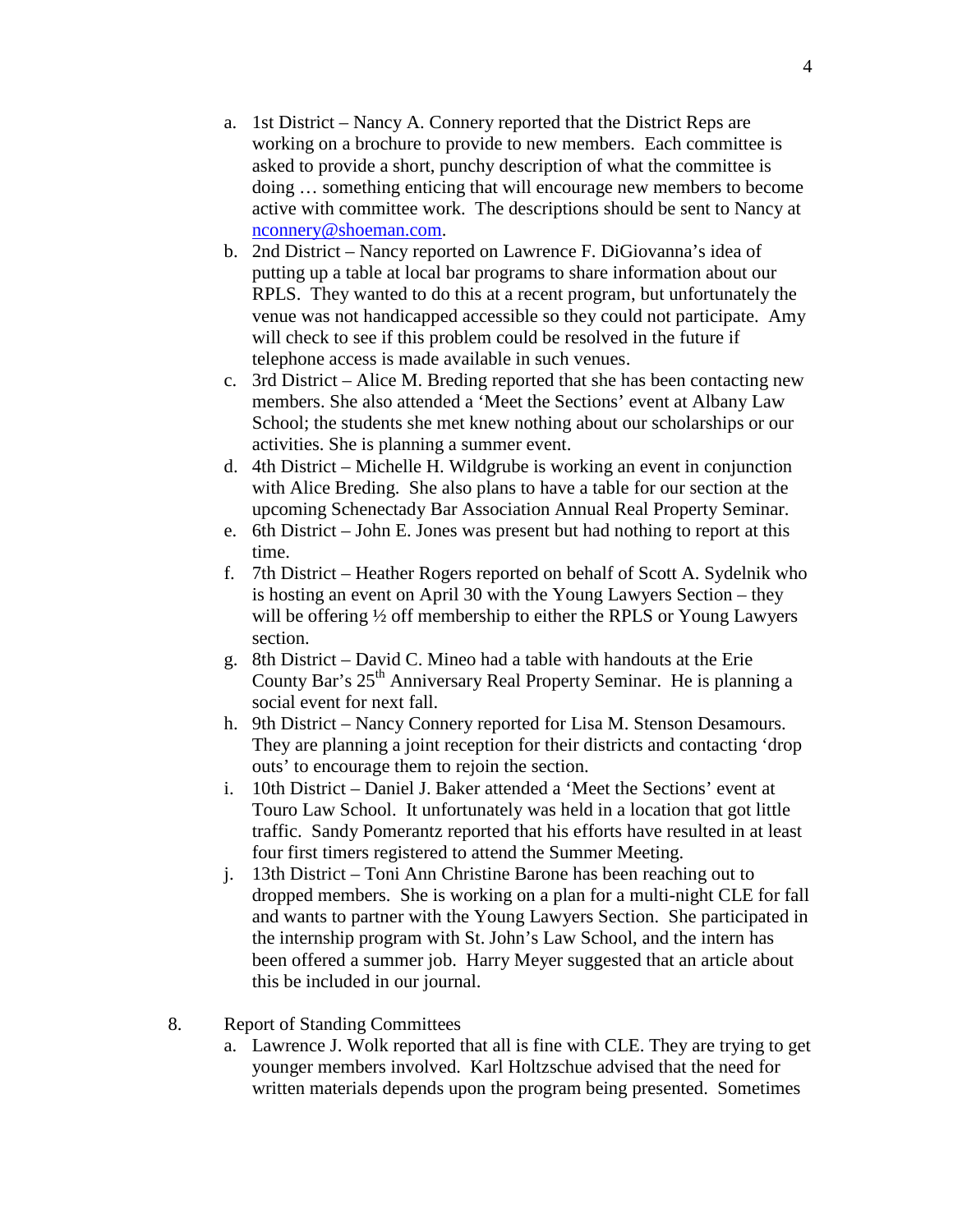a. 1st District – Nancy A. Connery reported that the District Reps are working on a brochure to provide to new members. Each committee is asked to provide a short, punchy description of what the committee is doing … something enticing that will encourage new members to become active with committee work. The descriptions should be sent to Nancy at nconnery@shoeman.com.
b. 2nd District – Nancy reported on Lawrence F. DiGiovanna's idea of putting up a table at local bar programs to share information about our RPLS. They wanted to do this at a recent program, but unfortunately the venue was not handicapped accessible so they could not participate. Amy will check to see if this problem could be resolved in the future if telephone access is made available in such venues.
c. 3rd District – Alice M. Breding reported that she has been contacting new members. She also attended a 'Meet the Sections' event at Albany Law School; the students she met knew nothing about our scholarships or our activities. She is planning a summer event.
d. 4th District – Michelle H. Wildgrube is working an event in conjunction with Alice Breding. She also plans to have a table for our section at the upcoming Schenectady Bar Association Annual Real Property Seminar.
e. 6th District – John E. Jones was present but had nothing to report at this time.
f. 7th District – Heather Rogers reported on behalf of Scott A. Sydelnik who is hosting an event on April 30 with the Young Lawyers Section – they will be offering ½ off membership to either the RPLS or Young Lawyers section.
g. 8th District – David C. Mineo had a table with handouts at the Erie County Bar's 25th Anniversary Real Property Seminar. He is planning a social event for next fall.
h. 9th District – Nancy Connery reported for Lisa M. Stenson Desamours. They are planning a joint reception for their districts and contacting 'drop outs' to encourage them to rejoin the section.
i. 10th District – Daniel J. Baker attended a 'Meet the Sections' event at Touro Law School. It unfortunately was held in a location that got little traffic. Sandy Pomerantz reported that his efforts have resulted in at least four first timers registered to attend the Summer Meeting.
j. 13th District – Toni Ann Christine Barone has been reaching out to dropped members. She is working on a plan for a multi-night CLE for fall and wants to partner with the Young Lawyers Section. She participated in the internship program with St. John's Law School, and the intern has been offered a summer job. Harry Meyer suggested that an article about this be included in our journal.

8. Report of Standing Committees

a. Lawrence J. Wolk reported that all is fine with CLE. They are trying to get younger members involved. Karl Holtzschue advised that the need for written materials depends upon the program being presented. Sometimes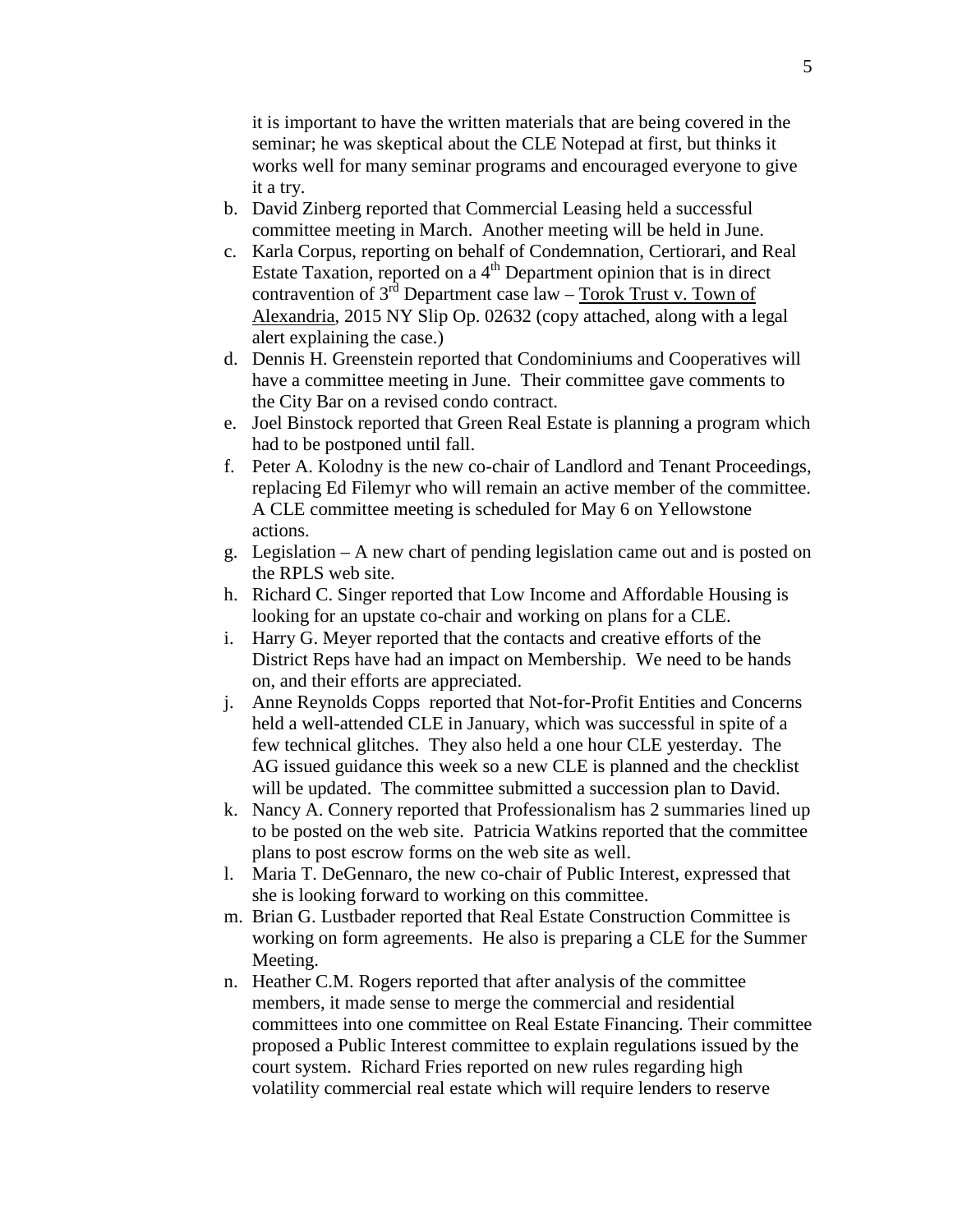it is important to have the written materials that are being covered in the seminar; he was skeptical about the CLE Notepad at first, but thinks it works well for many seminar programs and encouraged everyone to give it a try.

b. David Zinberg reported that Commercial Leasing held a successful committee meeting in March. Another meeting will be held in June.
c. Karla Corpus, reporting on behalf of Condemnation, Certiorari, and Real Estate Taxation, reported on a 4th Department opinion that is in direct contravention of 3rd Department case law – Torok Trust v. Town of Alexandria, 2015 NY Slip Op. 02632 (copy attached, along with a legal alert explaining the case.)
d. Dennis H. Greenstein reported that Condominiums and Cooperatives will have a committee meeting in June. Their committee gave comments to the City Bar on a revised condo contract.
e. Joel Binstock reported that Green Real Estate is planning a program which had to be postponed until fall.
f. Peter A. Kolodny is the new co-chair of Landlord and Tenant Proceedings, replacing Ed Filemyr who will remain an active member of the committee. A CLE committee meeting is scheduled for May 6 on Yellowstone actions.
g. Legislation – A new chart of pending legislation came out and is posted on the RPLS web site.
h. Richard C. Singer reported that Low Income and Affordable Housing is looking for an upstate co-chair and working on plans for a CLE.
i. Harry G. Meyer reported that the contacts and creative efforts of the District Reps have had an impact on Membership. We need to be hands on, and their efforts are appreciated.
j. Anne Reynolds Copps reported that Not-for-Profit Entities and Concerns held a well-attended CLE in January, which was successful in spite of a few technical glitches. They also held a one hour CLE yesterday. The AG issued guidance this week so a new CLE is planned and the checklist will be updated. The committee submitted a succession plan to David.
k. Nancy A. Connery reported that Professionalism has 2 summaries lined up to be posted on the web site. Patricia Watkins reported that the committee plans to post escrow forms on the web site as well.
l. Maria T. DeGennaro, the new co-chair of Public Interest, expressed that she is looking forward to working on this committee.
m. Brian G. Lustbader reported that Real Estate Construction Committee is working on form agreements. He also is preparing a CLE for the Summer Meeting.
n. Heather C.M. Rogers reported that after analysis of the committee members, it made sense to merge the commercial and residential committees into one committee on Real Estate Financing. Their committee proposed a Public Interest committee to explain regulations issued by the court system. Richard Fries reported on new rules regarding high volatility commercial real estate which will require lenders to reserve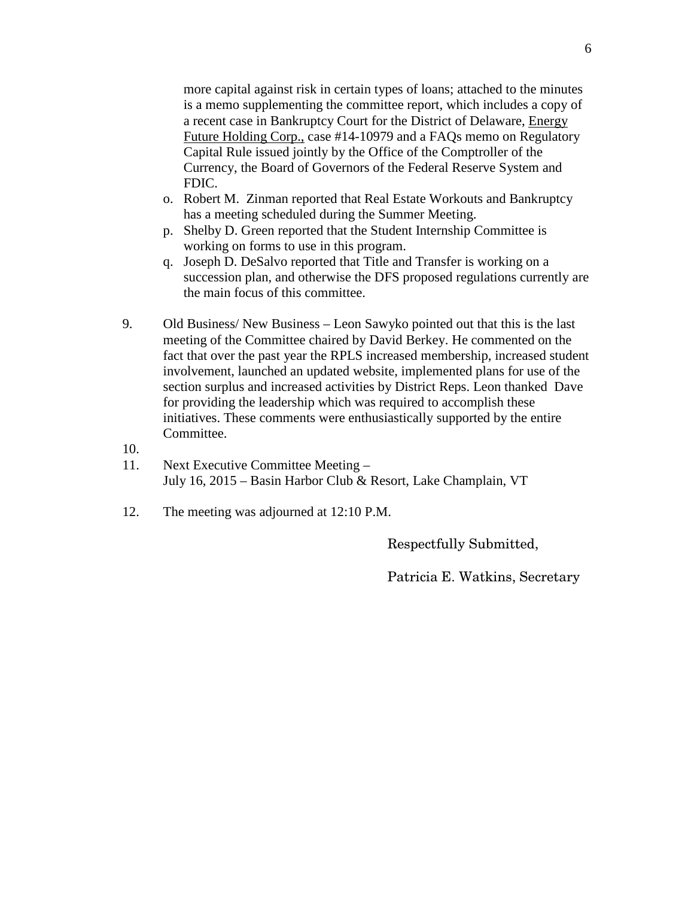more capital against risk in certain types of loans; attached to the minutes is a memo supplementing the committee report, which includes a copy of a recent case in Bankruptcy Court for the District of Delaware, Energy Future Holding Corp., case #14-10979 and a FAQs memo on Regulatory Capital Rule issued jointly by the Office of the Comptroller of the Currency, the Board of Governors of the Federal Reserve System and FDIC.

o. Robert M. Zinman reported that Real Estate Workouts and Bankruptcy has a meeting scheduled during the Summer Meeting.
p. Shelby D. Green reported that the Student Internship Committee is working on forms to use in this program.
q. Joseph D. DeSalvo reported that Title and Transfer is working on a succession plan, and otherwise the DFS proposed regulations currently are the main focus of this committee.

9. Old Business/ New Business – Leon Sawyko pointed out that this is the last meeting of the Committee chaired by David Berkey. He commented on the fact that over the past year the RPLS increased membership, increased student involvement, launched an updated website, implemented plans for use of the section surplus and increased activities by District Reps. Leon thanked Dave for providing the leadership which was required to accomplish these initiatives. These comments were enthusiastically supported by the entire Committee.

10.

11. Next Executive Committee Meeting –
July 16, 2015 – Basin Harbor Club & Resort, Lake Champlain, VT

12. The meeting was adjourned at 12:10 P.M.

Respectfully Submitted,

Patricia E. Watkins, Secretary